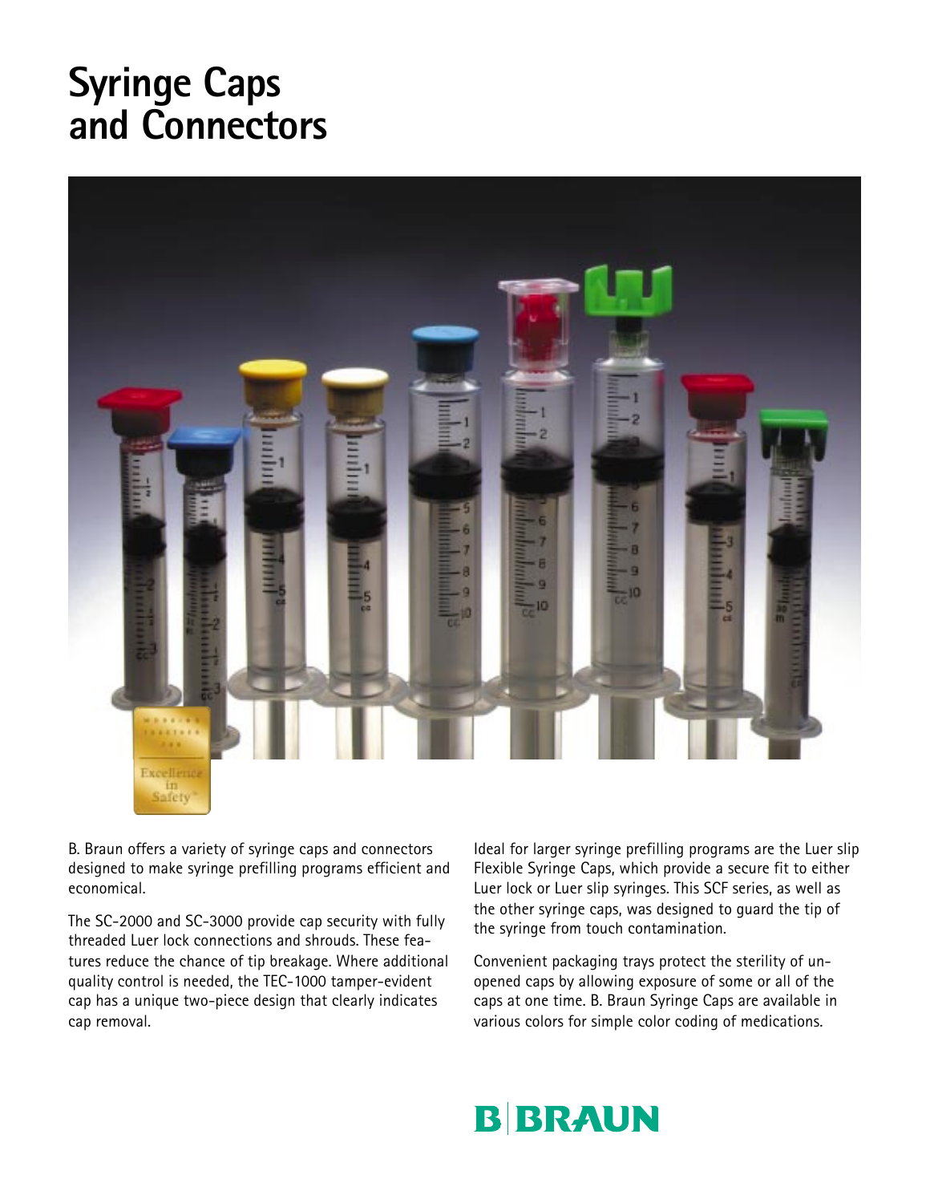# Syringe Caps and Connectors

B. Braun offers a variety of syringe caps and connectors designed to make syringe prefilling programs efficient and economical.

The SC-2000 and SC-3000 provide cap security with fully threaded Luer lock connections and shrouds. These features reduce the chance of tip breakage. Where additional quality control is needed, the TEC-1000 tamper-evident cap has a unique two-piece design that clearly indicates cap removal.

Ideal for larger syringe prefilling programs are the Luer slip Flexible Syringe Caps, which provide a secure fit to either Luer lock or Luer slip syringes. This SCF series, as well as the other syringe caps, was designed to guard the tip of the syringe from touch contamination.

Convenient packaging trays protect the sterility of unopened caps by allowing exposure of some or all of the caps at one time. B. Braun Syringe Caps are available in various colors for simple color coding of medications.

B | BRAUN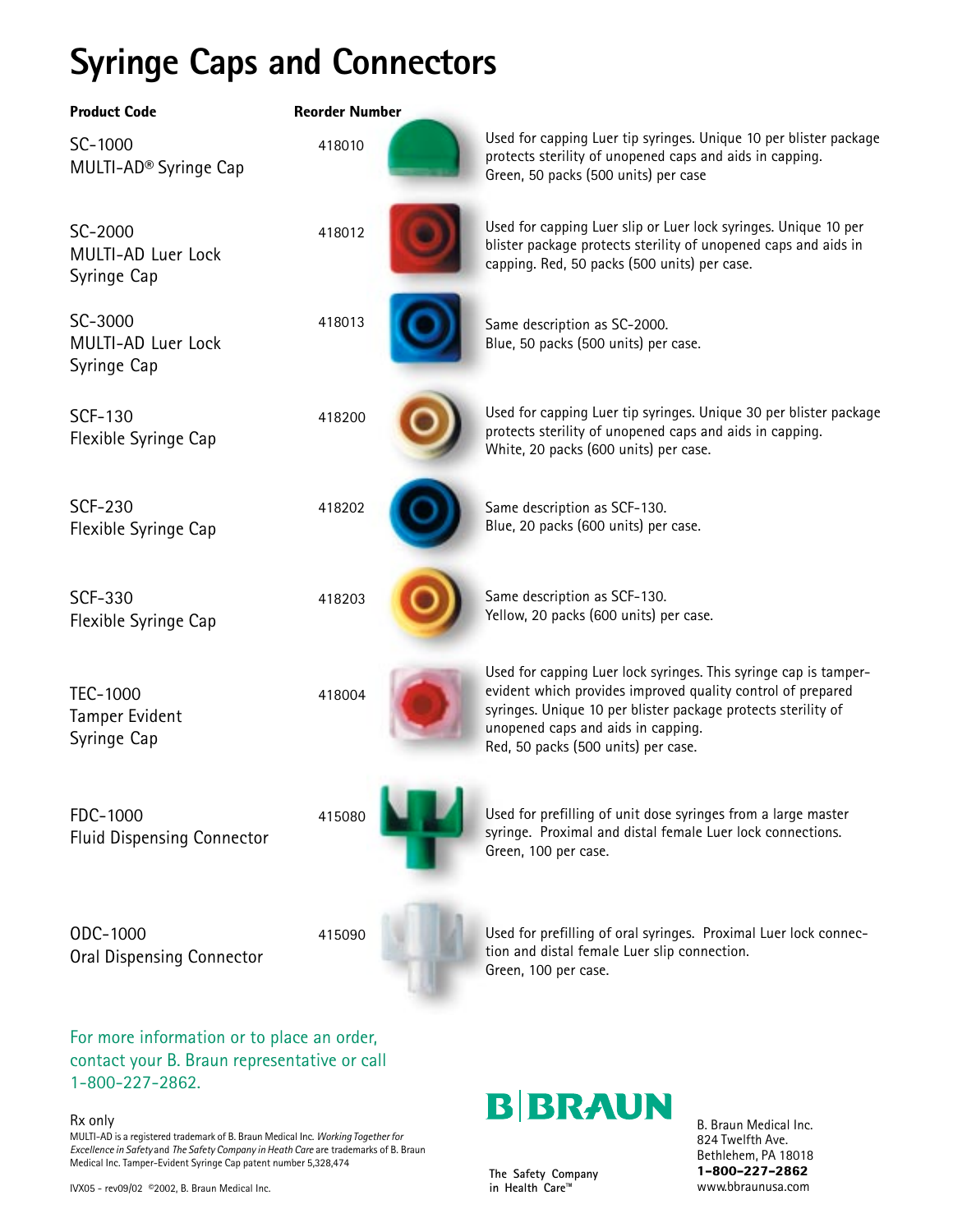# Syringe Caps and Connectors

| Product Code | Reorder Number | Description |
|---|---|---|
| SC-1000<br>MULTI-AD® Syringe Cap | 418010 | Used for capping Luer tip syringes. Unique 10 per blister package protects sterility of unopened caps and aids in capping. Green, 50 packs (500 units) per case |
| SC-2000<br>MULTI-AD Luer Lock Syringe Cap | 418012 | Used for capping Luer slip or Luer lock syringes. Unique 10 per blister package protects sterility of unopened caps and aids in capping. Red, 50 packs (500 units) per case. |
| SC-3000<br>MULTI-AD Luer Lock Syringe Cap | 418013 | Same description as SC-2000. Blue, 50 packs (500 units) per case. |
| SCF-130<br>Flexible Syringe Cap | 418200 | Used for capping Luer tip syringes. Unique 30 per blister package protects sterility of unopened caps and aids in capping. White, 20 packs (600 units) per case. |
| SCF-230<br>Flexible Syringe Cap | 418202 | Same description as SCF-130. Blue, 20 packs (600 units) per case. |
| SCF-330<br>Flexible Syringe Cap | 418203 | Same description as SCF-130. Yellow, 20 packs (600 units) per case. |
| TEC-1000<br>Tamper Evident Syringe Cap | 418004 | Used for capping Luer lock syringes. This syringe cap is tamper-evident which provides improved quality control of prepared syringes. Unique 10 per blister package protects sterility of unopened caps and aids in capping. Red, 50 packs (500 units) per case. |
| FDC-1000<br>Fluid Dispensing Connector | 415080 | Used for prefilling of unit dose syringes from a large master syringe. Proximal and distal female Luer lock connections. Green, 100 per case. |
| ODC-1000<br>Oral Dispensing Connector | 415090 | Used for prefilling of oral syringes. Proximal Luer lock connection and distal female Luer slip connection. Green, 100 per case. |

For more information or to place an order, contact your B. Braun representative or call 1-800-227-2862.

Rx only

MULTI-AD is a registered trademark of B. Braun Medical Inc. *Working Together for Excellence in Safety* and *The Safety Company in Heath Care* are trademarks of B. Braun Medical Inc. Tamper-Evident Syringe Cap patent number 5,328,474

IVX05 - rev09/02 ©2002, B. Braun Medical Inc.

B|BRAUN

The Safety Company in Health Care™

B. Braun Medical Inc.
824 Twelfth Ave.
Bethlehem, PA 18018
**1-800-227-2862**
www.bbraunusa.com